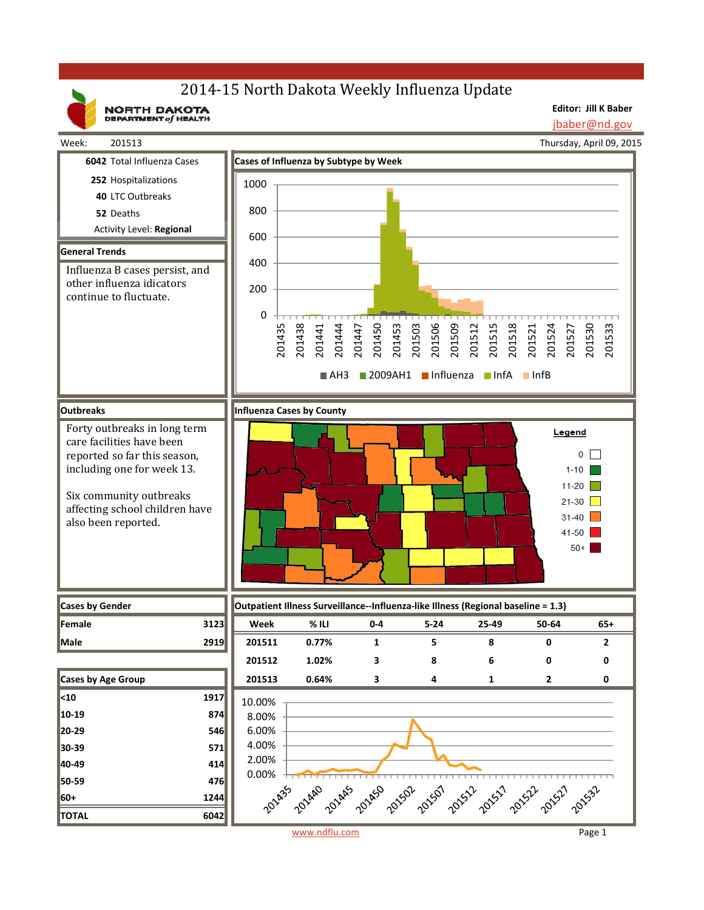# 2014-15 North Dakota Weekly Influenza Update

NORTH DAKOTA DEPARTMENT of HEALTH

**Editor: Jill K Baber**
jbaber@nd.gov

Week: 201513 — Thursday, April 09, 2015

**6042** Total Influenza Cases

**252** Hospitalizations

**40** LTC Outbreaks

**52** Deaths

Activity Level: **Regional**

## General Trends

Influenza B cases persist, and other influenza idicators continue to fluctuate.

## Cases of Influenza by Subtype by Week

## Outbreaks

Forty outbreaks in long term care facilities have been reported so far this season, including one for week 13.

Six community outbreaks affecting school children have also been reported.

## Influenza Cases by County

## Cases by Gender

| Gender | Cases |
|---|---|
| Female | 3123 |
| Male | 2919 |

## Outpatient Illness Surveillance--Influenza-like Illness (Regional baseline = 1.3)

| Week | % ILI | 0-4 | 5-24 | 25-49 | 50-64 | 65+ |
|---|---|---|---|---|---|---|
| 201511 | 0.77% | 1 | 5 | 8 | 0 | 2 |
| 201512 | 1.02% | 3 | 8 | 6 | 0 | 0 |
| 201513 | 0.64% | 3 | 4 | 1 | 2 | 0 |

## Cases by Age Group

| Age Group | Cases |
|---|---|
| <10 | 1917 |
| 10-19 | 874 |
| 20-29 | 546 |
| 30-39 | 571 |
| 40-49 | 414 |
| 50-59 | 476 |
| 60+ | 1244 |
| TOTAL | 6042 |

www.ndflu.com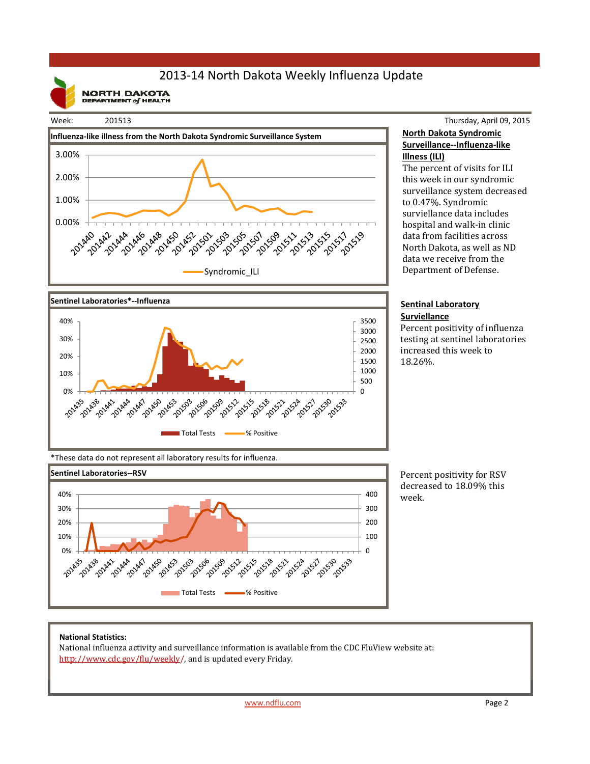# 2013-14 North Dakota Weekly Influenza Update

NORTH DAKOTA DEPARTMENT of HEALTH

Week: 201513 Thursday, April 09, 2015

**Influenza-like illness from the North Dakota Syndromic Surveillance System**

**North Dakota Syndromic Surveillance--Influenza-like Illness (ILI)**

The percent of visits for ILI this week in our syndromic surveillance system decreased to 0.47%. Syndromic surviellance data includes hospital and walk-in clinic data from facilities across North Dakota, as well as ND data we receive from the Department of Defense.

**Sentinel Laboratories*--Influenza**

**Sentinal Laboratory Surviellance**

Percent positivity of influenza testing at sentinel laboratories increased this week to 18.26%.

*These data do not represent all laboratory results for influenza.

**Sentinel Laboratories--RSV**

Percent positivity for RSV decreased to 18.09% this week.

**National Statistics:**

National influenza activity and surveillance information is available from the CDC FluView website at: http://www.cdc.gov/flu/weekly/, and is updated every Friday.

www.ndflu.com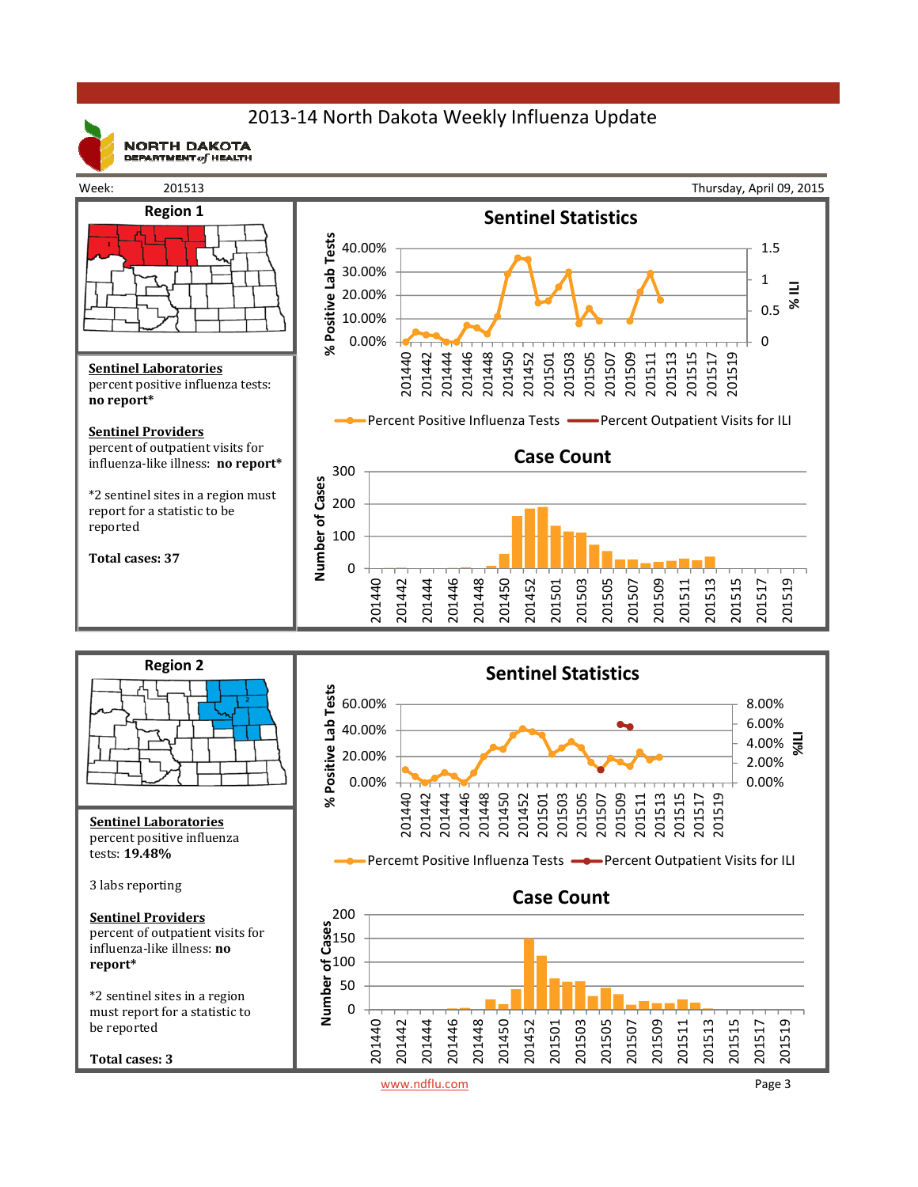# 2013-14 North Dakota Weekly Influenza Update

NORTH DAKOTA DEPARTMENT of HEALTH

Week: 201513 — Thursday, April 09, 2015

## Region 1

**Sentinel Laboratories**
percent positive influenza tests: **no report***

**Sentinel Providers**
percent of outpatient visits for influenza-like illness: **no report***

*2 sentinel sites in a region must report for a statistic to be reported

**Total cases: 37**

### Sentinel Statistics

Percent Positive Influenza Tests — Percent Outpatient Visits for ILI

### Case Count

## Region 2

**Sentinel Laboratories**
percent positive influenza tests: **19.48%**

3 labs reporting

**Sentinel Providers**
percent of outpatient visits for influenza-like illness: **no report***

*2 sentinel sites in a region must report for a statistic to be reported

**Total cases: 3**

### Sentinel Statistics

Percemt Positive Influenza Tests — Percent Outpatient Visits for ILI

### Case Count

www.ndflu.com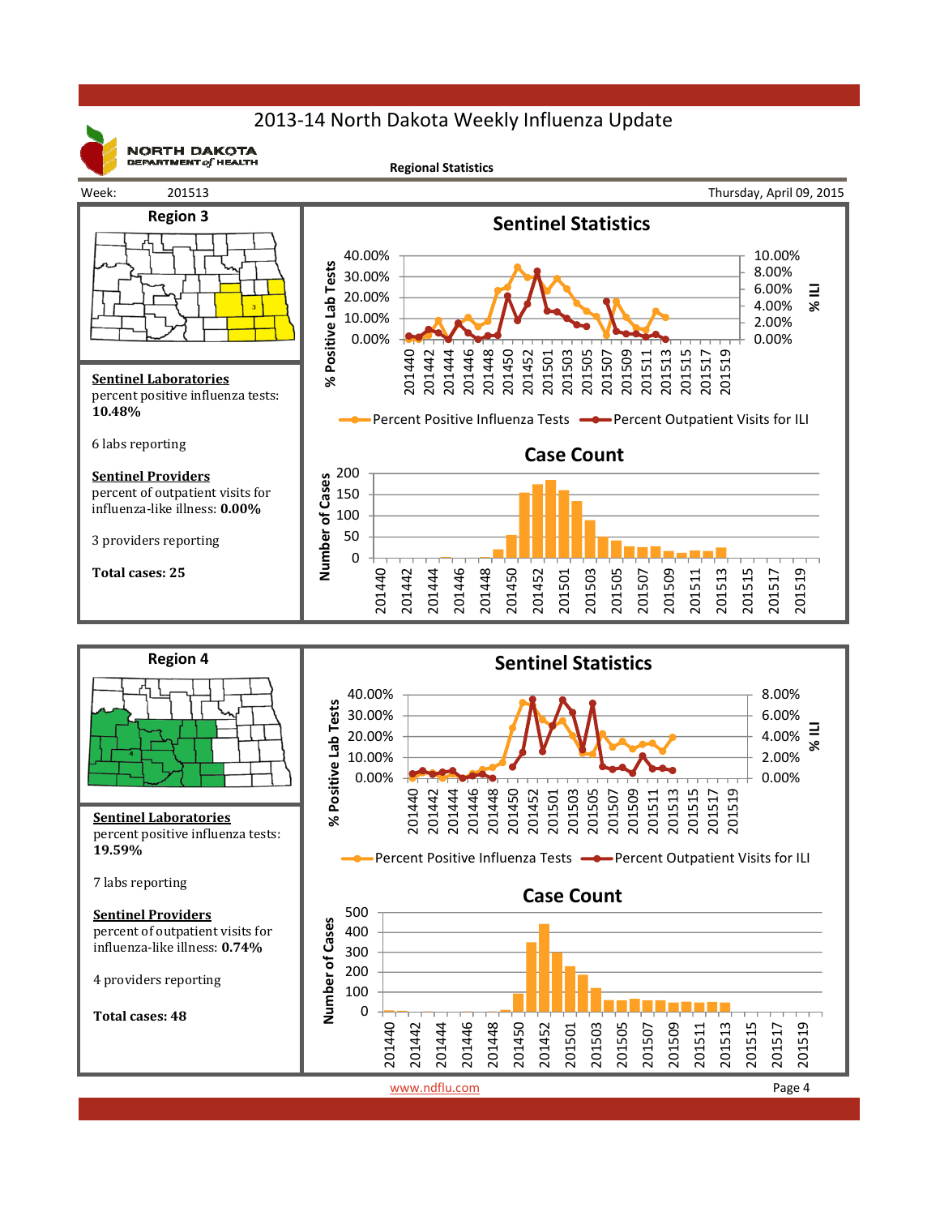# 2013-14 North Dakota Weekly Influenza Update

NORTH DAKOTA DEPARTMENT of HEALTH

**Regional Statistics**

Week: 201513

Thursday, April 09, 2015

## Region 3

3

**Sentinel Laboratories**

percent positive influenza tests: **10.48%**

6 labs reporting

**Sentinel Providers**

percent of outpatient visits for influenza-like illness: **0.00%**

3 providers reporting

**Total cases: 25**

### Sentinel Statistics

% Positive Lab Tests

40.00%
30.00%
20.00%
10.00%
0.00%

% ILI

10.00%
8.00%
6.00%
4.00%
2.00%
0.00%

201440 201442 201444 201446 201448 201450 201452 201501 201503 201505 201507 201509 201511 201513 201515 201517 201519

Percent Positive Influenza Tests — Percent Outpatient Visits for ILI

### Case Count

Number of Cases

200
150
100
50
0

201440 201442 201444 201446 201448 201450 201452 201501 201503 201505 201507 201509 201511 201513 201515 201517 201519

## Region 4

4

**Sentinel Laboratories**

percent positive influenza tests: **19.59%**

7 labs reporting

**Sentinel Providers**

percent of outpatient visits for influenza-like illness: **0.74%**

4 providers reporting

**Total cases: 48**

### Sentinel Statistics

% Positive Lab Tests

40.00%
30.00%
20.00%
10.00%
0.00%

% ILI

8.00%
6.00%
4.00%
2.00%
0.00%

201440 201442 201444 201446 201448 201450 201452 201501 201503 201505 201507 201509 201511 201513 201515 201517 201519

Percent Positive Influenza Tests — Percent Outpatient Visits for ILI

### Case Count

Number of Cases

500
400
300
200
100
0

201440 201442 201444 201446 201448 201450 201452 201501 201503 201505 201507 201509 201511 201513 201515 201517 201519

www.ndflu.com